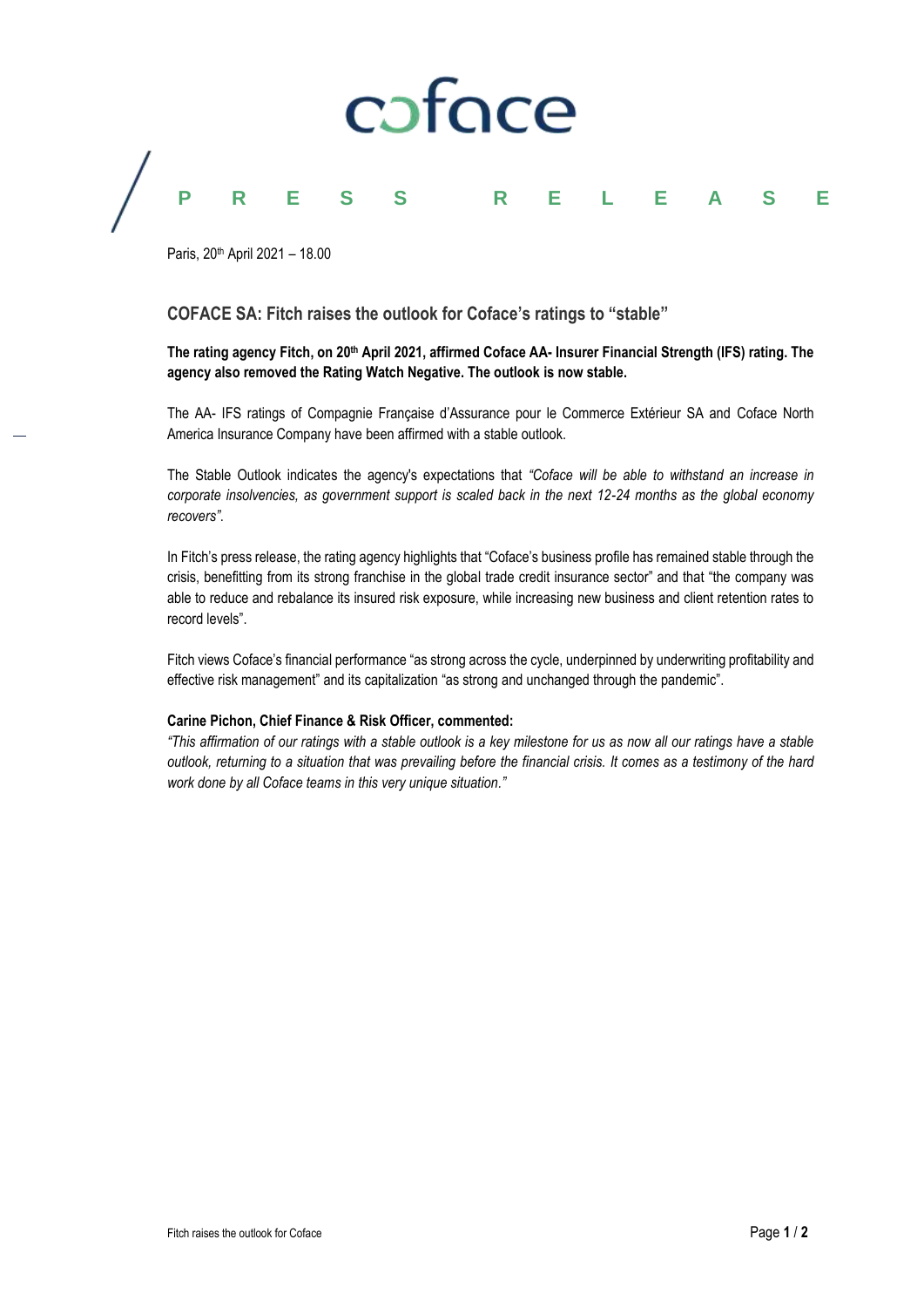coface

# PRESS RELEASE

Paris, 20th April 2021 – 18.00

## COFACE SA: Fitch raises the outlook for Coface's ratings to "stable"

**The rating agency Fitch, on 20th April 2021, affirmed Coface AA- Insurer Financial Strength (IFS) rating. The agency also removed the Rating Watch Negative. The outlook is now stable.**

The AA- IFS ratings of Compagnie Française d'Assurance pour le Commerce Extérieur SA and Coface North America Insurance Company have been affirmed with a stable outlook.

The Stable Outlook indicates the agency's expectations that *"Coface will be able to withstand an increase in corporate insolvencies, as government support is scaled back in the next 12-24 months as the global economy recovers"*.

In Fitch's press release, the rating agency highlights that "Coface's business profile has remained stable through the crisis, benefitting from its strong franchise in the global trade credit insurance sector" and that "the company was able to reduce and rebalance its insured risk exposure, while increasing new business and client retention rates to record levels".

Fitch views Coface's financial performance "as strong across the cycle, underpinned by underwriting profitability and effective risk management" and its capitalization "as strong and unchanged through the pandemic".

**Carine Pichon, Chief Finance & Risk Officer, commented:**
*"This affirmation of our ratings with a stable outlook is a key milestone for us as now all our ratings have a stable outlook, returning to a situation that was prevailing before the financial crisis. It comes as a testimony of the hard work done by all Coface teams in this very unique situation."*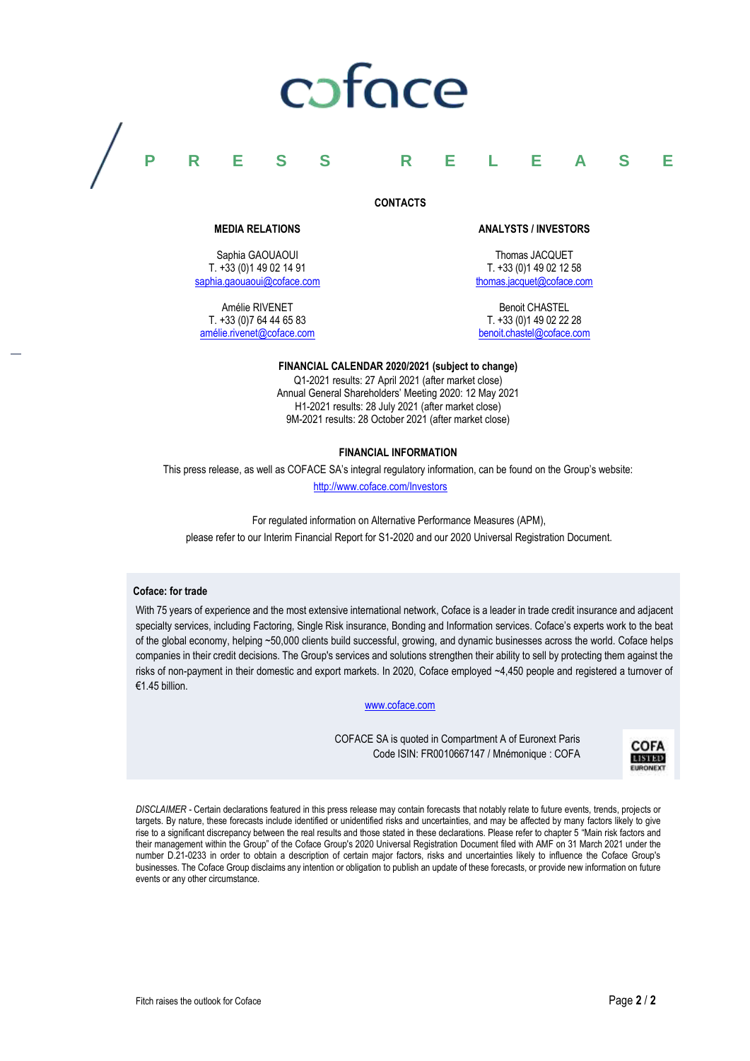# PRESS RELEASE

**CONTACTS**

**MEDIA RELATIONS**

Saphia GAOUAOUI
T. +33 (0)1 49 02 14 91
saphia.gaouaoui@coface.com

Amélie RIVENET
T. +33 (0)7 64 44 65 83
amélie.rivenet@coface.com

**ANALYSTS / INVESTORS**

Thomas JACQUET
T. +33 (0)1 49 02 12 58
thomas.jacquet@coface.com

Benoit CHASTEL
T. +33 (0)1 49 02 22 28
benoit.chastel@coface.com

**FINANCIAL CALENDAR 2020/2021 (subject to change)**

Q1-2021 results: 27 April 2021 (after market close)
Annual General Shareholders' Meeting 2020: 12 May 2021
H1-2021 results: 28 July 2021 (after market close)
9M-2021 results: 28 October 2021 (after market close)

**FINANCIAL INFORMATION**

This press release, as well as COFACE SA's integral regulatory information, can be found on the Group's website:
http://www.coface.com/Investors

For regulated information on Alternative Performance Measures (APM),
please refer to our Interim Financial Report for S1-2020 and our 2020 Universal Registration Document.

**Coface: for trade**

With 75 years of experience and the most extensive international network, Coface is a leader in trade credit insurance and adjacent specialty services, including Factoring, Single Risk insurance, Bonding and Information services. Coface's experts work to the beat of the global economy, helping ~50,000 clients build successful, growing, and dynamic businesses across the world. Coface helps companies in their credit decisions. The Group's services and solutions strengthen their ability to sell by protecting them against the risks of non-payment in their domestic and export markets. In 2020, Coface employed ~4,450 people and registered a turnover of €1.45 billion.

www.coface.com

COFACE SA is quoted in Compartment A of Euronext Paris
Code ISIN: FR0010667147 / Mnémonique : COFA

COFA LISTED EURONEXT

*DISCLAIMER* - Certain declarations featured in this press release may contain forecasts that notably relate to future events, trends, projects or targets. By nature, these forecasts include identified or unidentified risks and uncertainties, and may be affected by many factors likely to give rise to a significant discrepancy between the real results and those stated in these declarations. Please refer to chapter 5 "Main risk factors and their management within the Group" of the Coface Group's 2020 Universal Registration Document filed with AMF on 31 March 2021 under the number D.21-0233 in order to obtain a description of certain major factors, risks and uncertainties likely to influence the Coface Group's businesses. The Coface Group disclaims any intention or obligation to publish an update of these forecasts, or provide new information on future events or any other circumstance.